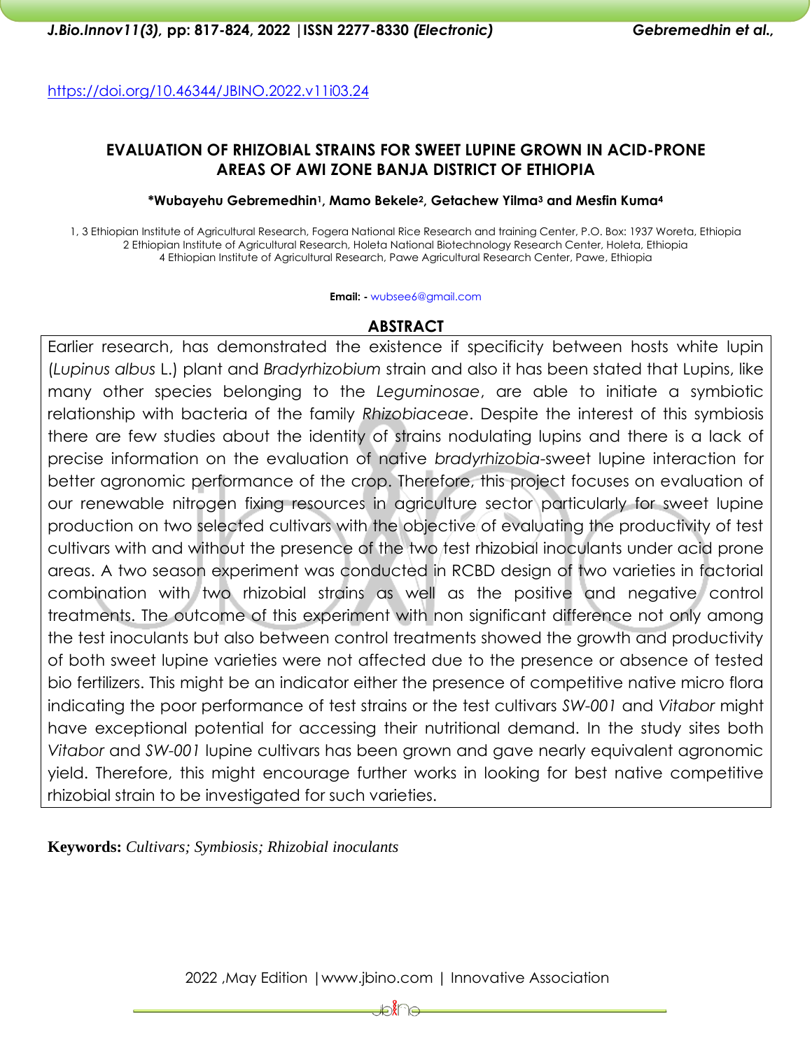https://doi.org/10.46344/JBINO.2022.v11i03.24

# EVALUATION OF RHIZOBIAL STRAINS FOR SWEET LUPINE GROWN IN ACID-PRONE AREAS OF AWI ZONE BANJA DISTRICT OF ETHIOPIA

**\*Wubayehu Gebremedhin[1], Mamo Bekele[2], Getachew Yilma[3] and Mesfin Kuma[4]**

1, 3 Ethiopian Institute of Agricultural Research, Fogera National Rice Research and training Center, P.O. Box: 1937 Woreta, Ethiopia
2 Ethiopian Institute of Agricultural Research, Holeta National Biotechnology Research Center, Holeta, Ethiopia
4 Ethiopian Institute of Agricultural Research, Pawe Agricultural Research Center, Pawe, Ethiopia

**Email: -** wubsee6@gmail.com

## ABSTRACT

Earlier research, has demonstrated the existence if specificity between hosts white lupin (*Lupinus albus* L.) plant and *Bradyrhizobium* strain and also it has been stated that Lupins, like many other species belonging to the *Leguminosae*, are able to initiate a symbiotic relationship with bacteria of the family *Rhizobiaceae*. Despite the interest of this symbiosis there are few studies about the identity of strains nodulating lupins and there is a lack of precise information on the evaluation of native *bradyrhizobia*-sweet lupine interaction for better agronomic performance of the crop. Therefore, this project focuses on evaluation of our renewable nitrogen fixing resources in agriculture sector particularly for sweet lupine production on two selected cultivars with the objective of evaluating the productivity of test cultivars with and without the presence of the two test rhizobial inoculants under acid prone areas. A two season experiment was conducted in RCBD design of two varieties in factorial combination with two rhizobial strains as well as the positive and negative control treatments. The outcome of this experiment with non significant difference not only among the test inoculants but also between control treatments showed the growth and productivity of both sweet lupine varieties were not affected due to the presence or absence of tested bio fertilizers. This might be an indicator either the presence of competitive native micro flora indicating the poor performance of test strains or the test cultivars *SW-001* and *Vitabor* might have exceptional potential for accessing their nutritional demand. In the study sites both *Vitabor* and *SW-001* lupine cultivars has been grown and gave nearly equivalent agronomic yield. Therefore, this might encourage further works in looking for best native competitive rhizobial strain to be investigated for such varieties.

**Keywords:** *Cultivars; Symbiosis; Rhizobial inoculants*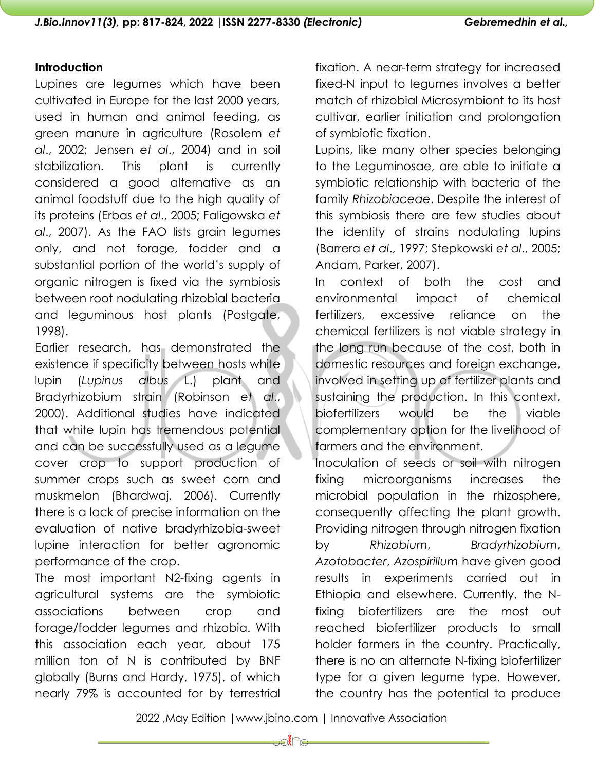## Introduction

Lupines are legumes which have been cultivated in Europe for the last 2000 years, used in human and animal feeding, as green manure in agriculture (Rosolem *et al*., 2002; Jensen *et al*., 2004) and in soil stabilization. This plant is currently considered a good alternative as an animal foodstuff due to the high quality of its proteins (Erbas *et al*., 2005; Faligowska *et al*., 2007). As the FAO lists grain legumes only, and not forage, fodder and a substantial portion of the world's supply of organic nitrogen is fixed via the symbiosis between root nodulating rhizobial bacteria and leguminous host plants (Postgate, 1998).

Earlier research, has demonstrated the existence if specificity between hosts white lupin (*Lupinus albus* L.) plant and Bradyrhizobium strain (Robinson *et al*., 2000). Additional studies have indicated that white lupin has tremendous potential and can be successfully used as a legume cover crop to support production of summer crops such as sweet corn and muskmelon (Bhardwaj, 2006). Currently there is a lack of precise information on the evaluation of native bradyrhizobia-sweet lupine interaction for better agronomic performance of the crop.

The most important N2-fixing agents in agricultural systems are the symbiotic associations between crop and forage/fodder legumes and rhizobia. With this association each year, about 175 million ton of N is contributed by BNF globally (Burns and Hardy, 1975), of which nearly 79% is accounted for by terrestrial fixation. A near-term strategy for increased fixed-N input to legumes involves a better match of rhizobial Microsymbiont to its host cultivar, earlier initiation and prolongation of symbiotic fixation.

Lupins, like many other species belonging to the Leguminosae, are able to initiate a symbiotic relationship with bacteria of the family *Rhizobiaceae*. Despite the interest of this symbiosis there are few studies about the identity of strains nodulating lupins (Barrera *et al*., 1997; Stepkowski *et al*., 2005; Andam, Parker, 2007).

In context of both the cost and environmental impact of chemical fertilizers, excessive reliance on the chemical fertilizers is not viable strategy in the long run because of the cost, both in domestic resources and foreign exchange, involved in setting up of fertilizer plants and sustaining the production. In this context, biofertilizers would be the viable complementary option for the livelihood of farmers and the environment.

Inoculation of seeds or soil with nitrogen fixing microorganisms increases the microbial population in the rhizosphere, consequently affecting the plant growth. Providing nitrogen through nitrogen fixation by *Rhizobium*, *Bradyrhizobium*, *Azotobacter*, *Azospirillum* have given good results in experiments carried out in Ethiopia and elsewhere. Currently, the N-fixing biofertilizers are the most out reached biofertilizer products to small holder farmers in the country. Practically, there is no an alternate N-fixing biofertilizer type for a given legume type. However, the country has the potential to produce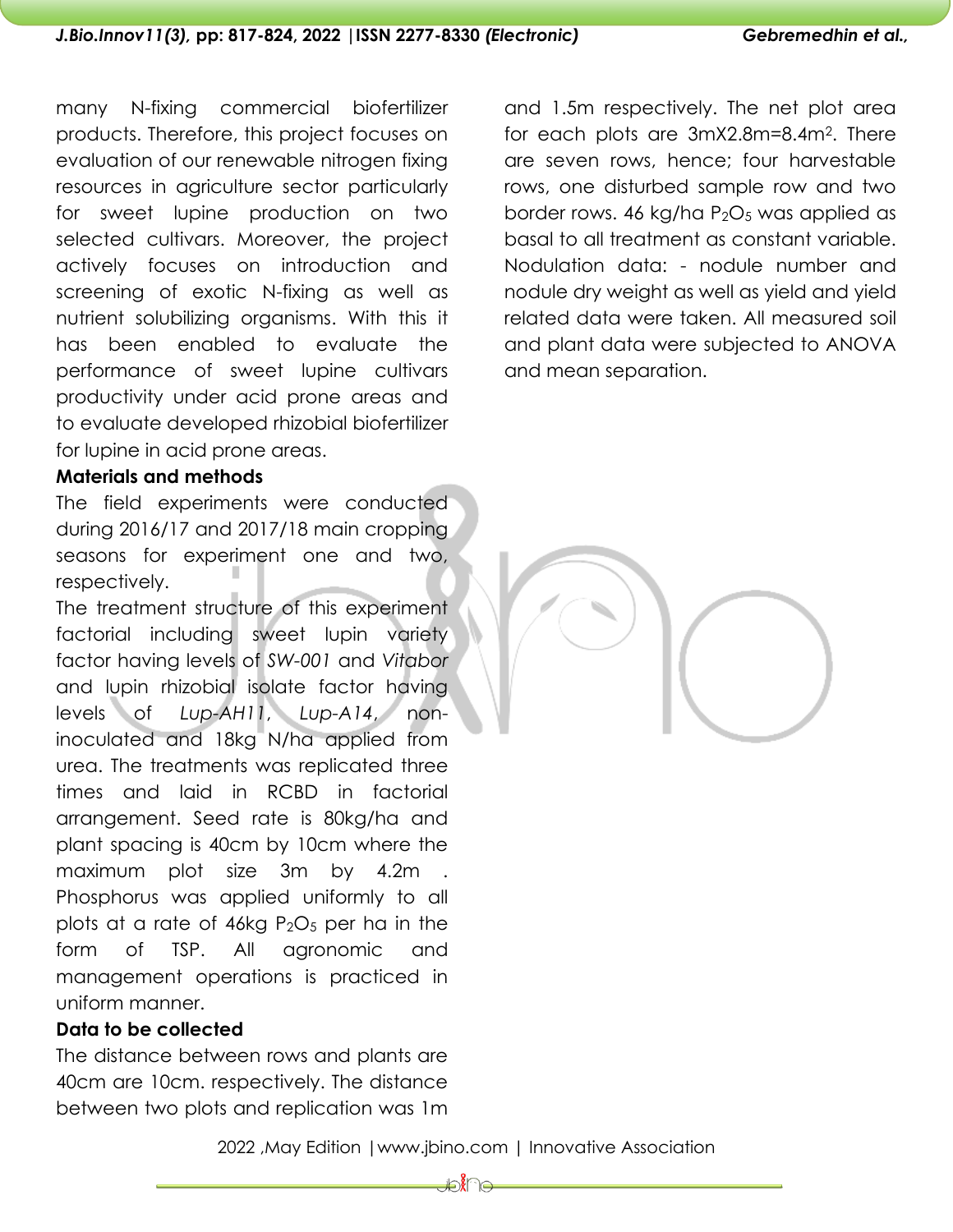many N-fixing commercial biofertilizer products. Therefore, this project focuses on evaluation of our renewable nitrogen fixing resources in agriculture sector particularly for sweet lupine production on two selected cultivars. Moreover, the project actively focuses on introduction and screening of exotic N-fixing as well as nutrient solubilizing organisms. With this it has been enabled to evaluate the performance of sweet lupine cultivars productivity under acid prone areas and to evaluate developed rhizobial biofertilizer for lupine in acid prone areas.

**Materials and methods**

The field experiments were conducted during 2016/17 and 2017/18 main cropping seasons for experiment one and two, respectively.

The treatment structure of this experiment factorial including sweet lupin variety factor having levels of *SW-001* and *Vitabor* and lupin rhizobial isolate factor having levels of *Lup-AH11*, *Lup-A14*, non-inoculated and 18kg N/ha applied from urea. The treatments was replicated three times and laid in RCBD in factorial arrangement. Seed rate is 80kg/ha and plant spacing is 40cm by 10cm where the maximum plot size 3m by 4.2m . Phosphorus was applied uniformly to all plots at a rate of 46kg $P_2O_5$ per ha in the form of TSP. All agronomic and management operations is practiced in uniform manner.

**Data to be collected**

The distance between rows and plants are 40cm are 10cm. respectively. The distance between two plots and replication was 1m and 1.5m respectively. The net plot area for each plots are 3mX2.8m=8.4m$^2$. There are seven rows, hence; four harvestable rows, one disturbed sample row and two border rows. 46 kg/ha $P_2O_5$ was applied as basal to all treatment as constant variable. Nodulation data: - nodule number and nodule dry weight as well as yield and yield related data were taken. All measured soil and plant data were subjected to ANOVA and mean separation.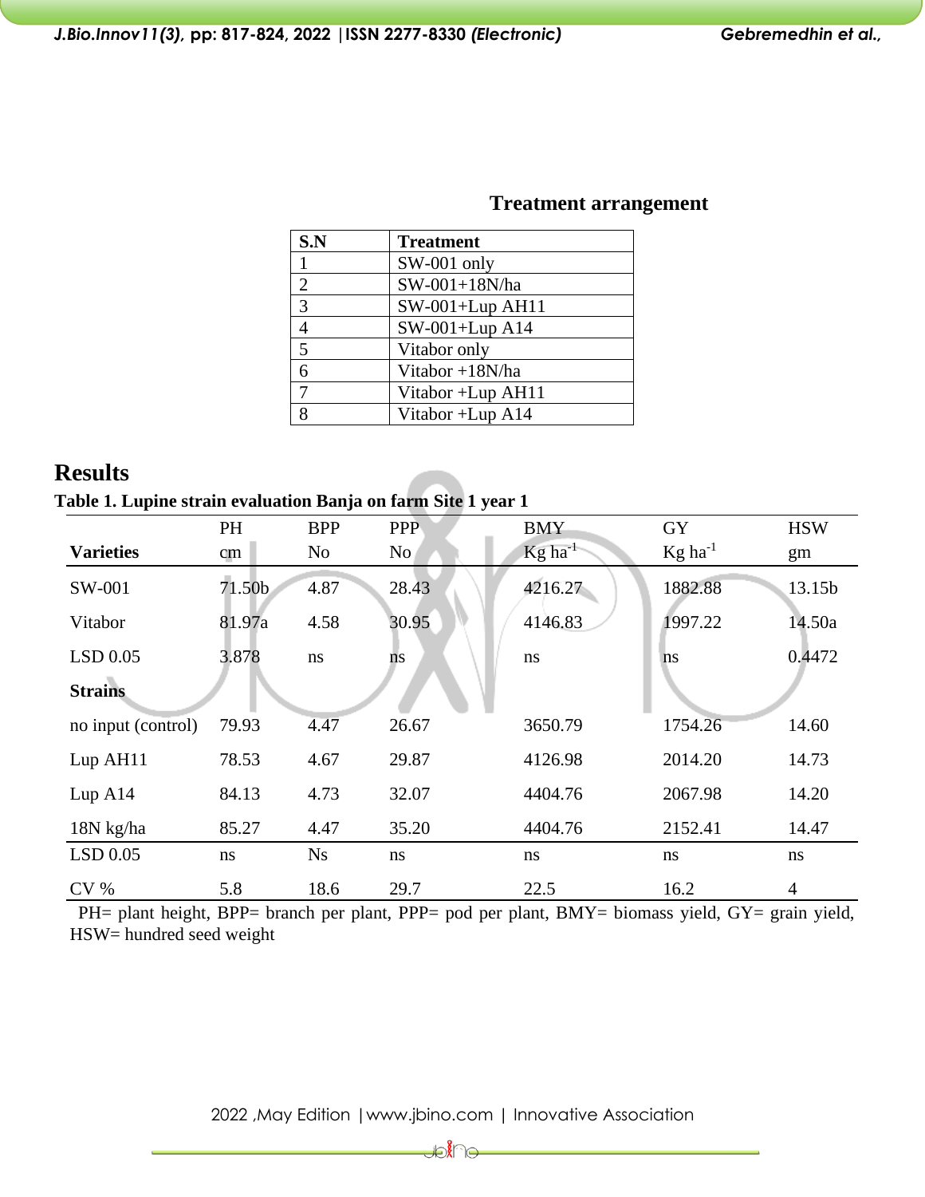### Treatment arrangement

| S.N | Treatment |
|---|---|
| 1 | SW-001 only |
| 2 | SW-001+18N/ha |
| 3 | SW-001+Lup AH11 |
| 4 | SW-001+Lup A14 |
| 5 | Vitabor only |
| 6 | Vitabor +18N/ha |
| 7 | Vitabor +Lup AH11 |
| 8 | Vitabor +Lup A14 |

## Results

**Table 1. Lupine strain evaluation Banja on farm Site 1 year 1**

| Varieties | PH cm | BPP No | PPP No | BMY Kg $ha^{-1}$ | GY Kg $ha^{-1}$ | HSW gm |
|---|---|---|---|---|---|---|
| SW-001 | 71.50b | 4.87 | 28.43 | 4216.27 | 1882.88 | 13.15b |
| Vitabor | 81.97a | 4.58 | 30.95 | 4146.83 | 1997.22 | 14.50a |
| LSD 0.05 | 3.878 | ns | ns | ns | ns | 0.4472 |
| **Strains** | | | | | | |
| no input (control) | 79.93 | 4.47 | 26.67 | 3650.79 | 1754.26 | 14.60 |
| Lup AH11 | 78.53 | 4.67 | 29.87 | 4126.98 | 2014.20 | 14.73 |
| Lup A14 | 84.13 | 4.73 | 32.07 | 4404.76 | 2067.98 | 14.20 |
| 18N kg/ha | 85.27 | 4.47 | 35.20 | 4404.76 | 2152.41 | 14.47 |
| LSD 0.05 | ns | Ns | ns | ns | ns | ns |
| CV % | 5.8 | 18.6 | 29.7 | 22.5 | 16.2 | 4 |

PH= plant height, BPP= branch per plant, PPP= pod per plant, BMY= biomass yield, GY= grain yield, HSW= hundred seed weight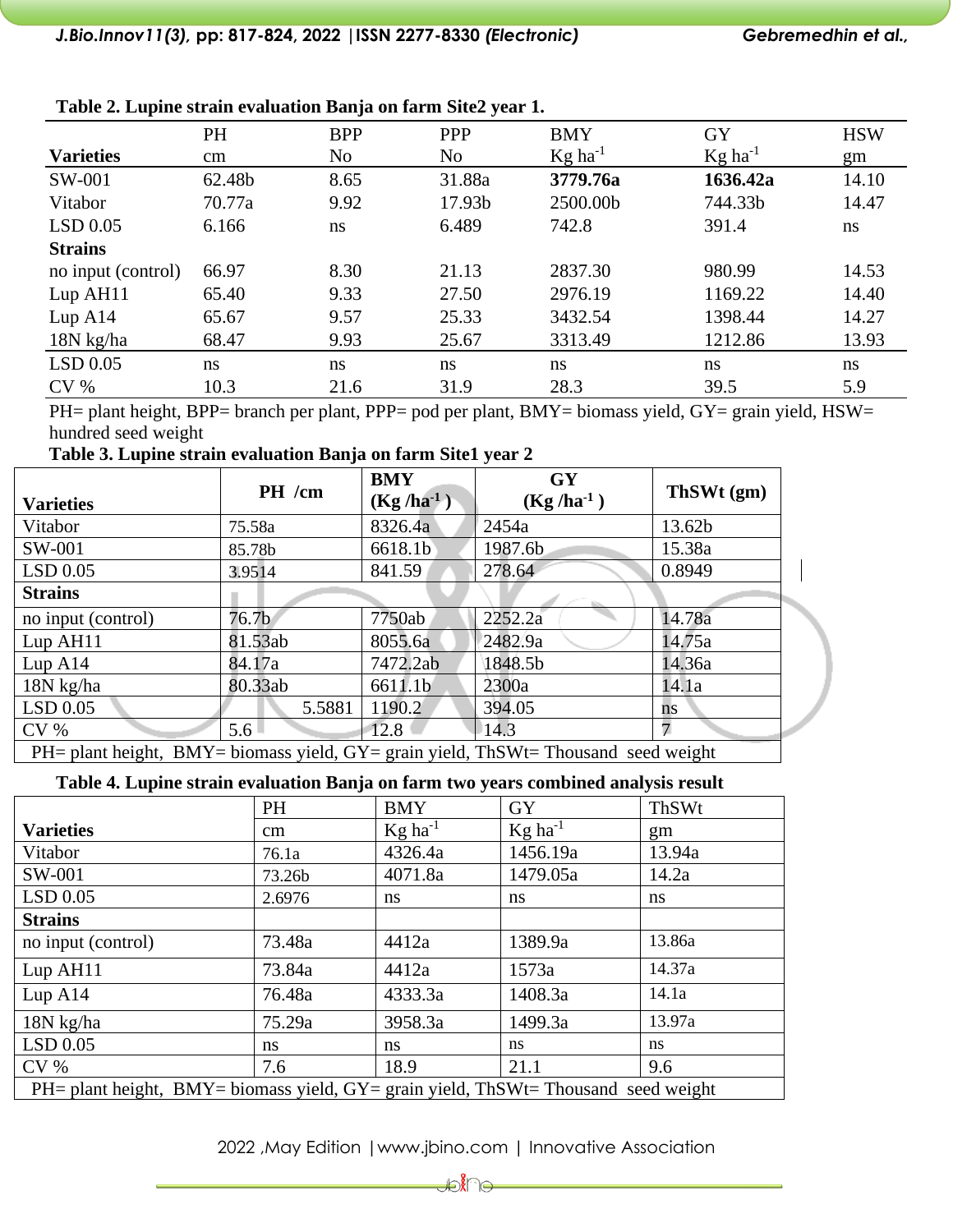**Table 2. Lupine strain evaluation Banja on farm Site2 year 1.**

| Varieties | PH cm | BPP No | PPP No | BMY Kg ha$^{-1}$ | GY Kg ha$^{-1}$ | HSW gm |
|---|---|---|---|---|---|---|
| SW-001 | 62.48b | 8.65 | 31.88a | **3779.76a** | **1636.42a** | 14.10 |
| Vitabor | 70.77a | 9.92 | 17.93b | 2500.00b | 744.33b | 14.47 |
| LSD 0.05 | 6.166 | ns | 6.489 | 742.8 | 391.4 | ns |
| **Strains** | | | | | | |
| no input (control) | 66.97 | 8.30 | 21.13 | 2837.30 | 980.99 | 14.53 |
| Lup AH11 | 65.40 | 9.33 | 27.50 | 2976.19 | 1169.22 | 14.40 |
| Lup A14 | 65.67 | 9.57 | 25.33 | 3432.54 | 1398.44 | 14.27 |
| 18N kg/ha | 68.47 | 9.93 | 25.67 | 3313.49 | 1212.86 | 13.93 |
| LSD 0.05 | ns | ns | ns | ns | ns | ns |
| CV % | 10.3 | 21.6 | 31.9 | 28.3 | 39.5 | 5.9 |

PH= plant height, BPP= branch per plant, PPP= pod per plant, BMY= biomass yield, GY= grain yield, HSW= hundred seed weight

**Table 3. Lupine strain evaluation Banja on farm Site1 year 2**

| Varieties | PH /cm | BMY (Kg /ha$^{-1}$ ) | GY (Kg /ha$^{-1}$ ) | ThSWt (gm) |
|---|---|---|---|---|
| Vitabor | 75.58a | 8326.4a | 2454a | 13.62b |
| SW-001 | 85.78b | 6618.1b | 1987.6b | 15.38a |
| LSD 0.05 | 3.9514 | 841.59 | 278.64 | 0.8949 |
| **Strains** | | | | |
| no input (control) | 76.7b | 7750ab | 2252.2a | 14.78a |
| Lup AH11 | 81.53ab | 8055.6a | 2482.9a | 14.75a |
| Lup A14 | 84.17a | 7472.2ab | 1848.5b | 14.36a |
| 18N kg/ha | 80.33ab | 6611.1b | 2300a | 14.1a |
| LSD 0.05 | 5.5881 | 1190.2 | 394.05 | ns |
| CV % | 5.6 | 12.8 | 14.3 | 7 |

PH= plant height, BMY= biomass yield, GY= grain yield, ThSWt= Thousand seed weight

**Table 4. Lupine strain evaluation Banja on farm two years combined analysis result**

| Varieties | PH cm | BMY Kg ha$^{-1}$ | GY Kg ha$^{-1}$ | ThSWt gm |
|---|---|---|---|---|
| Vitabor | 76.1a | 4326.4a | 1456.19a | 13.94a |
| SW-001 | 73.26b | 4071.8a | 1479.05a | 14.2a |
| LSD 0.05 | 2.6976 | ns | ns | ns |
| **Strains** | | | | |
| no input (control) | 73.48a | 4412a | 1389.9a | 13.86a |
| Lup AH11 | 73.84a | 4412a | 1573a | 14.37a |
| Lup A14 | 76.48a | 4333.3a | 1408.3a | 14.1a |
| 18N kg/ha | 75.29a | 3958.3a | 1499.3a | 13.97a |
| LSD 0.05 | ns | ns | ns | ns |
| CV % | 7.6 | 18.9 | 21.1 | 9.6 |

PH= plant height, BMY= biomass yield, GY= grain yield, ThSWt= Thousand seed weight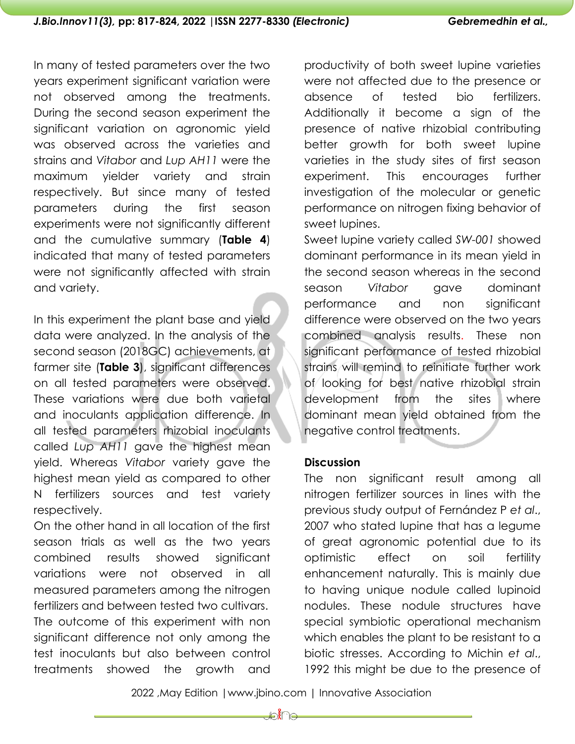In many of tested parameters over the two years experiment significant variation were not observed among the treatments. During the second season experiment the significant variation on agronomic yield was observed across the varieties and strains and *Vitabor* and *Lup AH11* were the maximum yielder variety and strain respectively. But since many of tested parameters during the first season experiments were not significantly different and the cumulative summary (**Table 4**) indicated that many of tested parameters were not significantly affected with strain and variety.

In this experiment the plant base and yield data were analyzed. In the analysis of the second season (2018GC) achievements, at farmer site (**Table 3**), significant differences on all tested parameters were observed. These variations were due both varietal and inoculants application difference. In all tested parameters rhizobial inoculants called *Lup AH11* gave the highest mean yield. Whereas *Vitabor* variety gave the highest mean yield as compared to other N fertilizers sources and test variety respectively.

On the other hand in all location of the first season trials as well as the two years combined results showed significant variations were not observed in all measured parameters among the nitrogen fertilizers and between tested two cultivars.

The outcome of this experiment with non significant difference not only among the test inoculants but also between control treatments showed the growth and productivity of both sweet lupine varieties were not affected due to the presence or absence of tested bio fertilizers. Additionally it become a sign of the presence of native rhizobial contributing better growth for both sweet lupine varieties in the study sites of first season experiment. This encourages further investigation of the molecular or genetic performance on nitrogen fixing behavior of sweet lupines.

Sweet lupine variety called *SW-001* showed dominant performance in its mean yield in the second season whereas in the second season *Vitabor* gave dominant performance and non significant difference were observed on the two years combined analysis results. These non significant performance of tested rhizobial strains will remind to reinitiate further work of looking for best native rhizobial strain development from the sites where dominant mean yield obtained from the negative control treatments.

## Discussion

The non significant result among all nitrogen fertilizer sources in lines with the previous study output of Fernández P *et al.,* 2007 who stated lupine that has a legume of great agronomic potential due to its optimistic effect on soil fertility enhancement naturally. This is mainly due to having unique nodule called lupinoid nodules. These nodule structures have special symbiotic operational mechanism which enables the plant to be resistant to a biotic stresses. According to Michin *et al.,* 1992 this might be due to the presence of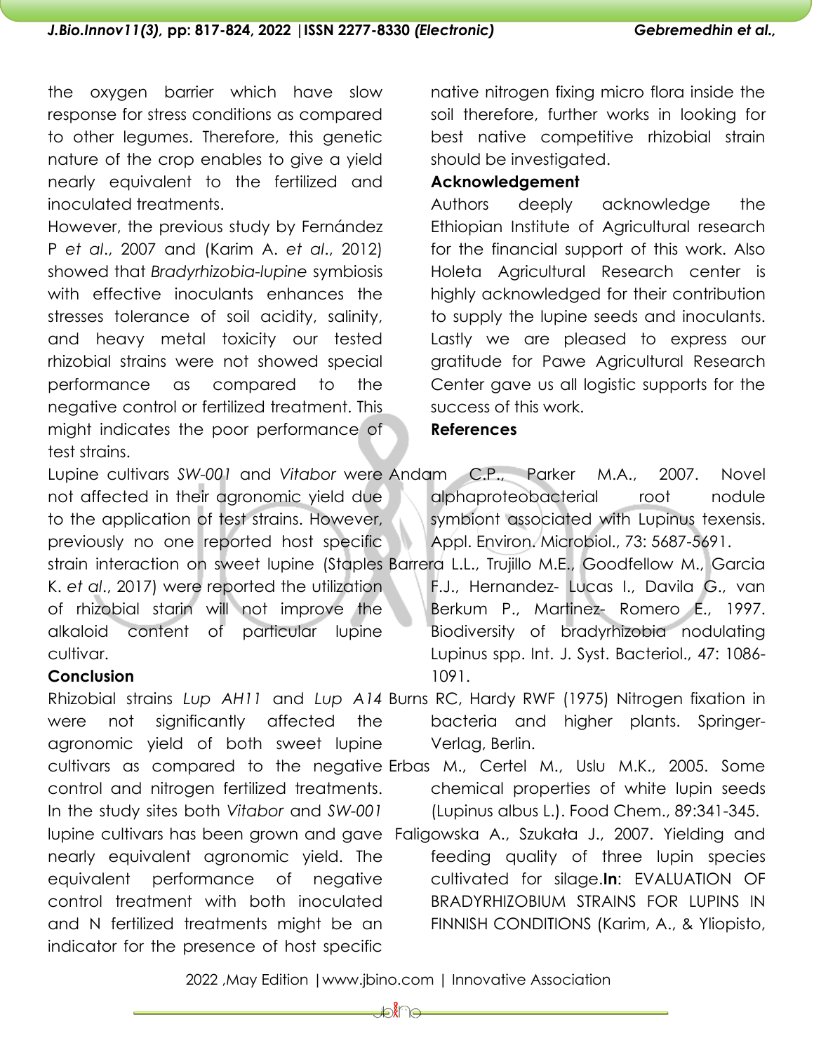the oxygen barrier which have slow response for stress conditions as compared to other legumes. Therefore, this genetic nature of the crop enables to give a yield nearly equivalent to the fertilized and inoculated treatments.

However, the previous study by Fernández P *et al*., 2007 and (Karim A. *et al*., 2012) showed that *Bradyrhizobia-lupine* symbiosis with effective inoculants enhances the stresses tolerance of soil acidity, salinity, and heavy metal toxicity our tested rhizobial strains were not showed special performance as compared to the negative control or fertilized treatment. This might indicates the poor performance of test strains.

Lupine cultivars *SW-001* and *Vitabor* were not affected in their agronomic yield due to the application of test strains. However, previously no one reported host specific strain interaction on sweet lupine (Staples K. *et al*., 2017) were reported the utilization of rhizobial starin will not improve the alkaloid content of particular lupine cultivar.

**Conclusion**

Rhizobial strains *Lup AH11* and *Lup A14* were not significantly affected the agronomic yield of both sweet lupine cultivars as compared to the negative control and nitrogen fertilized treatments. In the study sites both *Vitabor* and *SW-001* lupine cultivars has been grown and gave nearly equivalent agronomic yield. The equivalent performance of negative control treatment with both inoculated and N fertilized treatments might be an indicator for the presence of host specific native nitrogen fixing micro flora inside the soil therefore, further works in looking for best native competitive rhizobial strain should be investigated.

**Acknowledgement**

Authors deeply acknowledge the Ethiopian Institute of Agricultural research for the financial support of this work. Also Holeta Agricultural Research center is highly acknowledged for their contribution to supply the lupine seeds and inoculants. Lastly we are pleased to express our gratitude for Pawe Agricultural Research Center gave us all logistic supports for the success of this work.

**References**

Andam C.P., Parker M.A., 2007. Novel alphaproteobacterial root nodule symbiont associated with Lupinus texensis. Appl. Environ. Microbiol., 73: 5687-5691.

Barrera L.L., Trujillo M.E., Goodfellow M., Garcia F.J., Hernandez- Lucas I., Davila G., van Berkum P., Martinez- Romero E., 1997. Biodiversity of bradyrhizobia nodulating Lupinus spp. Int. J. Syst. Bacteriol., 47: 1086-1091.

Burns RC, Hardy RWF (1975) Nitrogen fixation in bacteria and higher plants. Springer-Verlag, Berlin.

Erbas M., Certel M., Uslu M.K., 2005. Some chemical properties of white lupin seeds (Lupinus albus L.). Food Chem., 89:341-345.

Faligowska A., Szukała J., 2007. Yielding and feeding quality of three lupin species cultivated for silage.**In**: EVALUATION OF BRADYRHIZOBIUM STRAINS FOR LUPINS IN FINNISH CONDITIONS (Karim, A., & Yliopisto,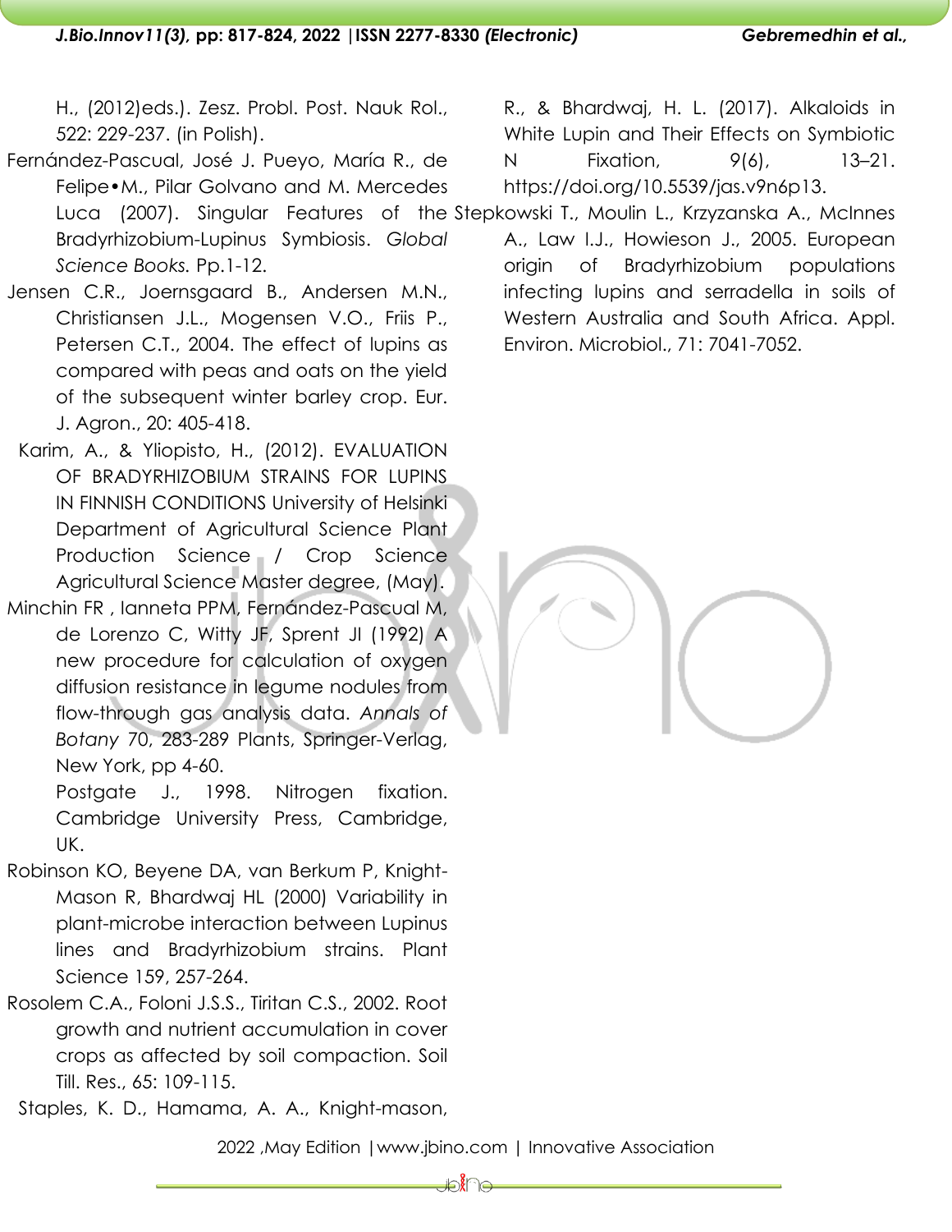H., (2012)eds.). Zesz. Probl. Post. Nauk Rol., 522: 229-237. (in Polish).

Fernández-Pascual, José J. Pueyo, María R., de Felipe•M., Pilar Golvano and M. Mercedes Luca (2007). Singular Features of the Bradyrhizobium-Lupinus Symbiosis. *Global Science Books.* Pp.1-12.

Jensen C.R., Joernsgaard B., Andersen M.N., Christiansen J.L., Mogensen V.O., Friis P., Petersen C.T., 2004. The effect of lupins as compared with peas and oats on the yield of the subsequent winter barley crop. Eur. J. Agron., 20: 405-418.

Karim, A., & Yliopisto, H., (2012). EVALUATION OF BRADYRHIZOBIUM STRAINS FOR LUPINS IN FINNISH CONDITIONS University of Helsinki Department of Agricultural Science Plant Production Science / Crop Science Agricultural Science Master degree, (May).

Minchin FR , Ianneta PPM, Fernández-Pascual M, de Lorenzo C, Witty JF, Sprent JI (1992) A new procedure for calculation of oxygen diffusion resistance in legume nodules from flow-through gas analysis data. *Annals of Botany* 70, 283-289 Plants, Springer-Verlag, New York, pp 4-60.

Postgate J., 1998. Nitrogen fixation. Cambridge University Press, Cambridge, UK.

Robinson KO, Beyene DA, van Berkum P, Knight-Mason R, Bhardwaj HL (2000) Variability in plant-microbe interaction between Lupinus lines and Bradyrhizobium strains. Plant Science 159, 257-264.

Rosolem C.A., Foloni J.S.S., Tiritan C.S., 2002. Root growth and nutrient accumulation in cover crops as affected by soil compaction. Soil Till. Res., 65: 109-115.

Staples, K. D., Hamama, A. A., Knight-mason, R., & Bhardwaj, H. L. (2017). Alkaloids in White Lupin and Their Effects on Symbiotic N Fixation, 9(6), 13–21. https://doi.org/10.5539/jas.v9n6p13.

Stepkowski T., Moulin L., Krzyzanska A., McInnes A., Law I.J., Howieson J., 2005. European origin of Bradyrhizobium populations infecting lupins and serradella in soils of Western Australia and South Africa. Appl. Environ. Microbiol., 71: 7041-7052.